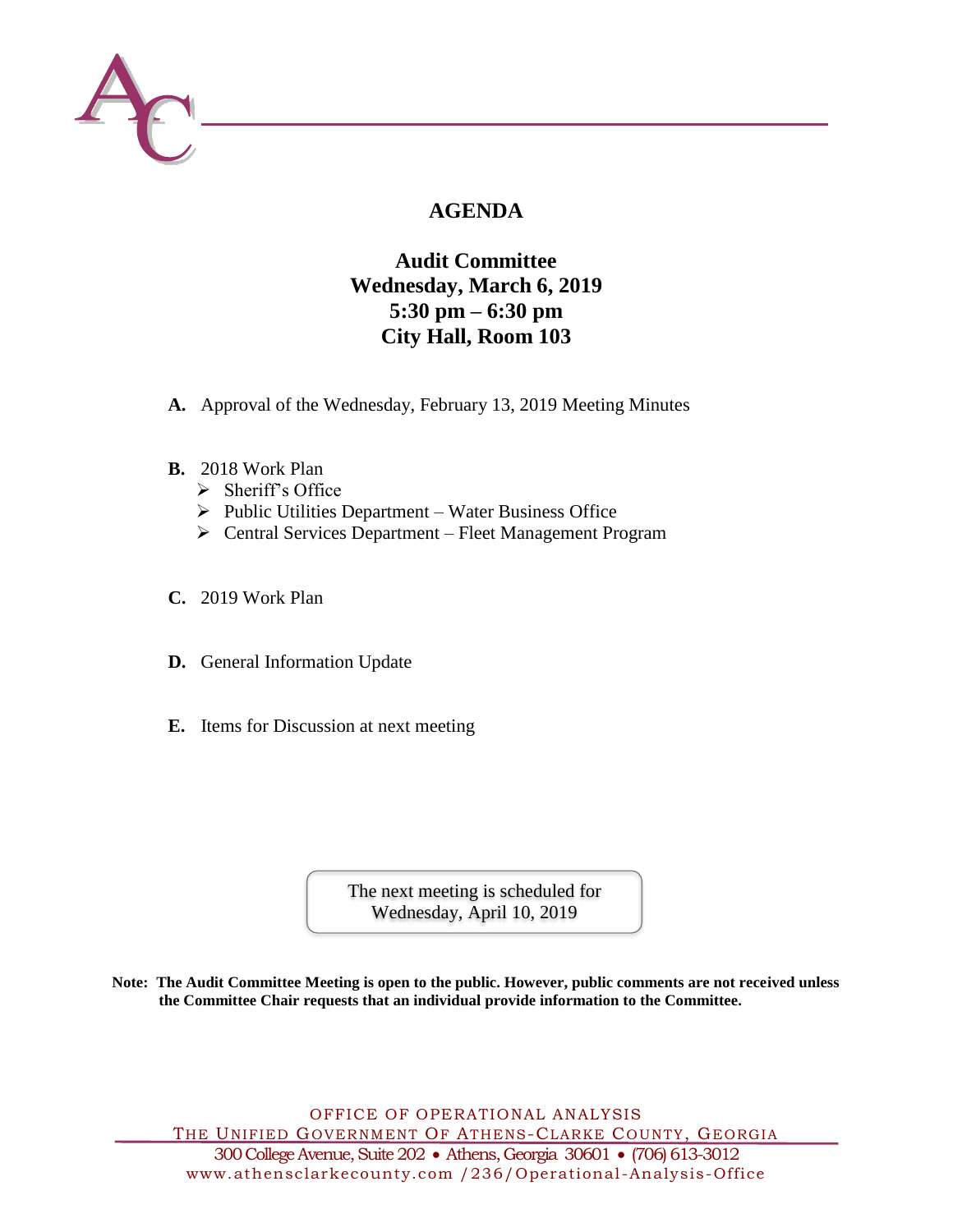# AGENDA

## Audit Committee
## Wednesday, March 6, 2019
## 5:30 pm – 6:30 pm
## City Hall, Room 103

**A.** Approval of the Wednesday, February 13, 2019 Meeting Minutes

**B.** 2018 Work Plan
- Sheriff's Office
- Public Utilities Department – Water Business Office
- Central Services Department – Fleet Management Program

**C.** 2019 Work Plan

**D.** General Information Update

**E.** Items for Discussion at next meeting

The next meeting is scheduled for Wednesday, April 10, 2019

**Note: The Audit Committee Meeting is open to the public. However, public comments are not received unless the Committee Chair requests that an individual provide information to the Committee.**

OFFICE OF OPERATIONAL ANALYSIS
THE UNIFIED GOVERNMENT OF ATHENS-CLARKE COUNTY, GEORGIA
300 College Avenue, Suite 202 • Athens, Georgia 30601 • (706) 613-3012
www.athensclarkecounty.com /236/Operational-Analysis-Office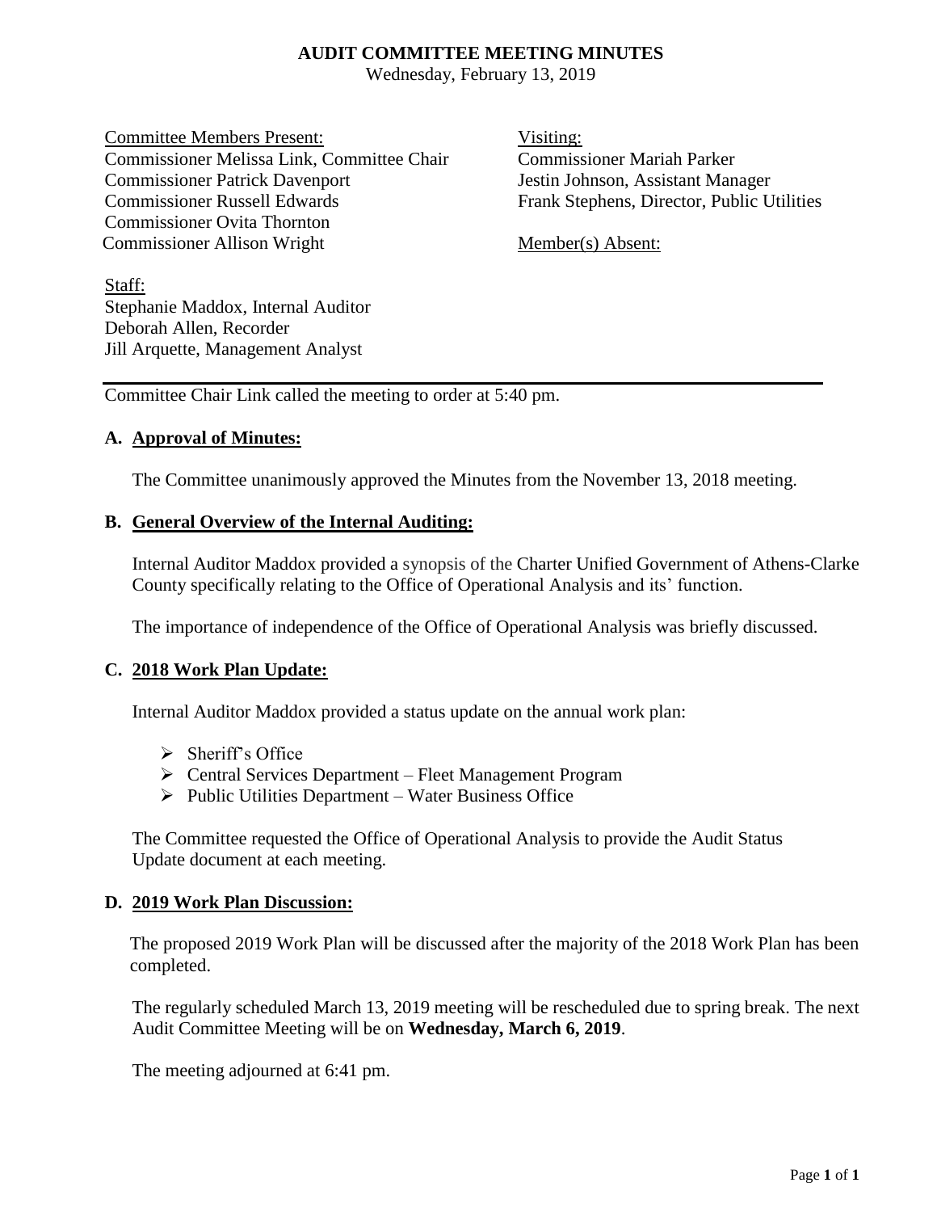# AUDIT COMMITTEE MEETING MINUTES

Wednesday, February 13, 2019

Committee Members Present:
Commissioner Melissa Link, Committee Chair
Commissioner Patrick Davenport
Commissioner Russell Edwards
Commissioner Ovita Thornton
Commissioner Allison Wright

Visiting:
Commissioner Mariah Parker
Jestin Johnson, Assistant Manager
Frank Stephens, Director, Public Utilities

Member(s) Absent:

Staff:
Stephanie Maddox, Internal Auditor
Deborah Allen, Recorder
Jill Arquette, Management Analyst

---

Committee Chair Link called the meeting to order at 5:40 pm.

## A. Approval of Minutes:

The Committee unanimously approved the Minutes from the November 13, 2018 meeting.

## B. General Overview of the Internal Auditing:

Internal Auditor Maddox provided a synopsis of the Charter Unified Government of Athens-Clarke County specifically relating to the Office of Operational Analysis and its' function.

The importance of independence of the Office of Operational Analysis was briefly discussed.

## C. 2018 Work Plan Update:

Internal Auditor Maddox provided a status update on the annual work plan:

- Sheriff's Office
- Central Services Department – Fleet Management Program
- Public Utilities Department – Water Business Office

The Committee requested the Office of Operational Analysis to provide the Audit Status Update document at each meeting.

## D. 2019 Work Plan Discussion:

The proposed 2019 Work Plan will be discussed after the majority of the 2018 Work Plan has been completed.

The regularly scheduled March 13, 2019 meeting will be rescheduled due to spring break. The next Audit Committee Meeting will be on **Wednesday, March 6, 2019**.

The meeting adjourned at 6:41 pm.